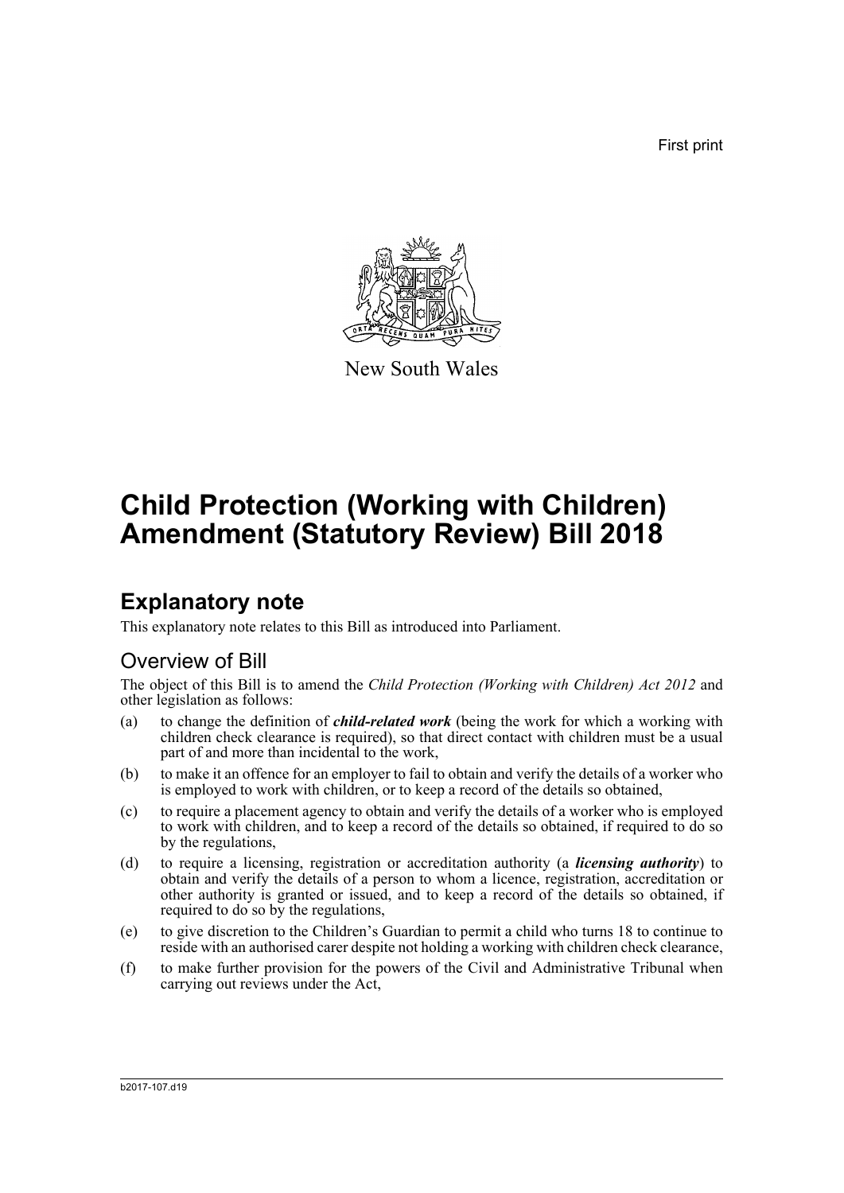First print

New South Wales

# Child Protection (Working with Children) Amendment (Statutory Review) Bill 2018

## Explanatory note

This explanatory note relates to this Bill as introduced into Parliament.

### Overview of Bill

The object of this Bill is to amend the *Child Protection (Working with Children) Act 2012* and other legislation as follows:

(a) to change the definition of ***child-related work*** (being the work for which a working with children check clearance is required), so that direct contact with children must be a usual part of and more than incidental to the work,

(b) to make it an offence for an employer to fail to obtain and verify the details of a worker who is employed to work with children, or to keep a record of the details so obtained,

(c) to require a placement agency to obtain and verify the details of a worker who is employed to work with children, and to keep a record of the details so obtained, if required to do so by the regulations,

(d) to require a licensing, registration or accreditation authority (a ***licensing authority***) to obtain and verify the details of a person to whom a licence, registration, accreditation or other authority is granted or issued, and to keep a record of the details so obtained, if required to do so by the regulations,

(e) to give discretion to the Children's Guardian to permit a child who turns 18 to continue to reside with an authorised carer despite not holding a working with children check clearance,

(f) to make further provision for the powers of the Civil and Administrative Tribunal when carrying out reviews under the Act,

b2017-107.d19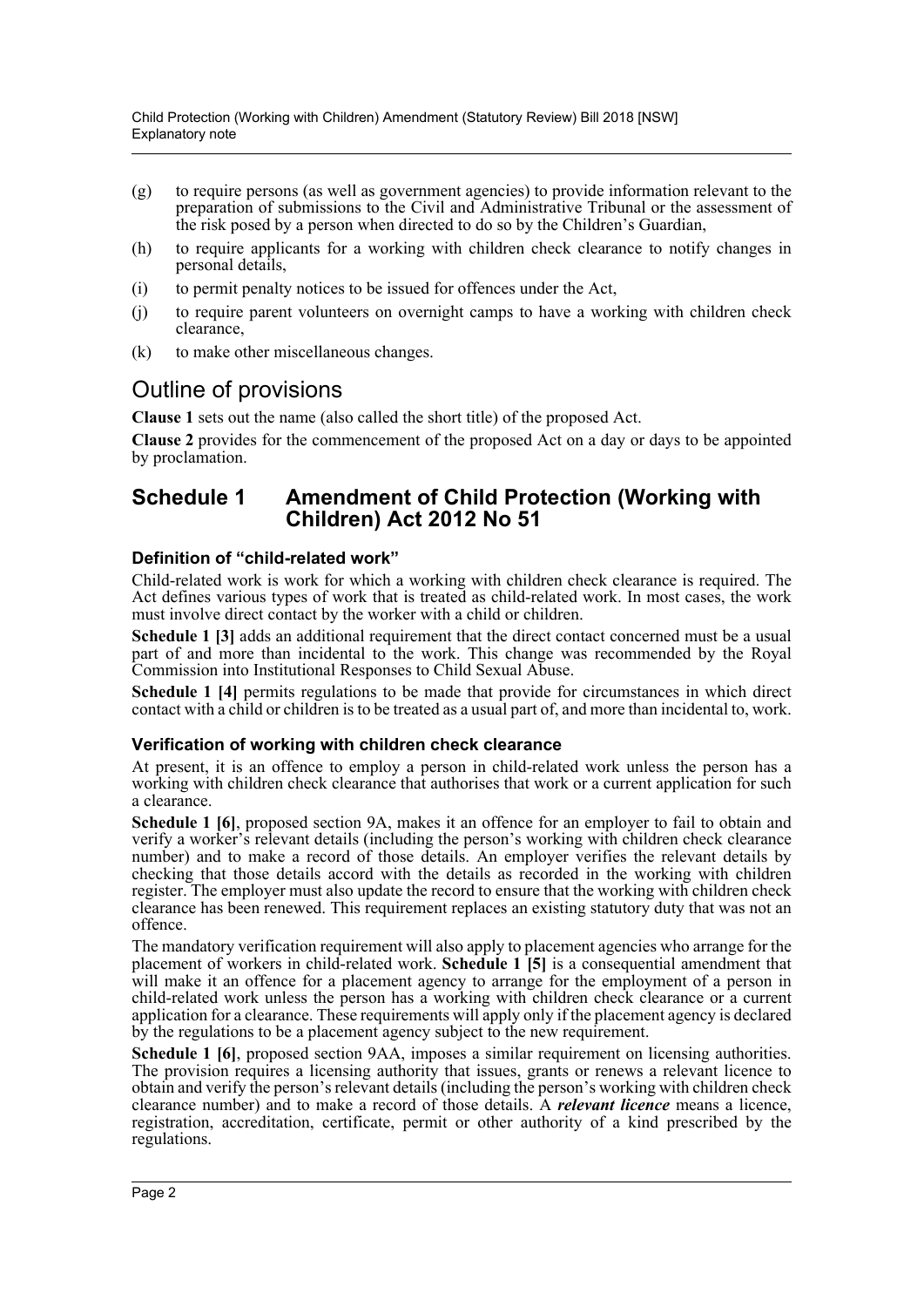(g) to require persons (as well as government agencies) to provide information relevant to the preparation of submissions to the Civil and Administrative Tribunal or the assessment of the risk posed by a person when directed to do so by the Children's Guardian,

(h) to require applicants for a working with children check clearance to notify changes in personal details,

(i) to permit penalty notices to be issued for offences under the Act,

(j) to require parent volunteers on overnight camps to have a working with children check clearance,

(k) to make other miscellaneous changes.

## Outline of provisions

**Clause 1** sets out the name (also called the short title) of the proposed Act.

**Clause 2** provides for the commencement of the proposed Act on a day or days to be appointed by proclamation.

## Schedule 1 Amendment of Child Protection (Working with Children) Act 2012 No 51

### Definition of "child-related work"

Child-related work is work for which a working with children check clearance is required. The Act defines various types of work that is treated as child-related work. In most cases, the work must involve direct contact by the worker with a child or children.

**Schedule 1 [3]** adds an additional requirement that the direct contact concerned must be a usual part of and more than incidental to the work. This change was recommended by the Royal Commission into Institutional Responses to Child Sexual Abuse.

**Schedule 1 [4]** permits regulations to be made that provide for circumstances in which direct contact with a child or children is to be treated as a usual part of, and more than incidental to, work.

### Verification of working with children check clearance

At present, it is an offence to employ a person in child-related work unless the person has a working with children check clearance that authorises that work or a current application for such a clearance.

**Schedule 1 [6]**, proposed section 9A, makes it an offence for an employer to fail to obtain and verify a worker's relevant details (including the person's working with children check clearance number) and to make a record of those details. An employer verifies the relevant details by checking that those details accord with the details as recorded in the working with children register. The employer must also update the record to ensure that the working with children check clearance has been renewed. This requirement replaces an existing statutory duty that was not an offence.

The mandatory verification requirement will also apply to placement agencies who arrange for the placement of workers in child-related work. **Schedule 1 [5]** is a consequential amendment that will make it an offence for a placement agency to arrange for the employment of a person in child-related work unless the person has a working with children check clearance or a current application for a clearance. These requirements will apply only if the placement agency is declared by the regulations to be a placement agency subject to the new requirement.

**Schedule 1 [6]**, proposed section 9AA, imposes a similar requirement on licensing authorities. The provision requires a licensing authority that issues, grants or renews a relevant licence to obtain and verify the person's relevant details (including the person's working with children check clearance number) and to make a record of those details. A ***relevant licence*** means a licence, registration, accreditation, certificate, permit or other authority of a kind prescribed by the regulations.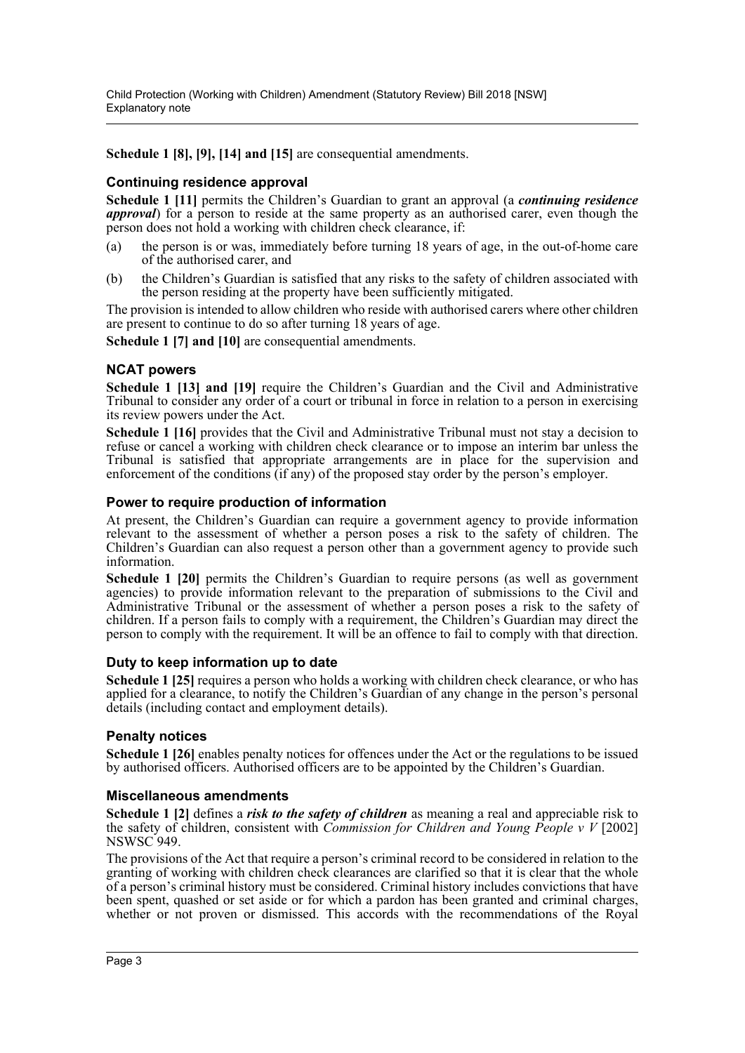**Schedule 1 [8], [9], [14] and [15]** are consequential amendments.

### Continuing residence approval

**Schedule 1 [11]** permits the Children's Guardian to grant an approval (a ***continuing residence approval***) for a person to reside at the same property as an authorised carer, even though the person does not hold a working with children check clearance, if:

(a) the person is or was, immediately before turning 18 years of age, in the out-of-home care of the authorised carer, and

(b) the Children's Guardian is satisfied that any risks to the safety of children associated with the person residing at the property have been sufficiently mitigated.

The provision is intended to allow children who reside with authorised carers where other children are present to continue to do so after turning 18 years of age.

**Schedule 1 [7] and [10]** are consequential amendments.

### NCAT powers

**Schedule 1 [13] and [19]** require the Children's Guardian and the Civil and Administrative Tribunal to consider any order of a court or tribunal in force in relation to a person in exercising its review powers under the Act.

**Schedule 1 [16]** provides that the Civil and Administrative Tribunal must not stay a decision to refuse or cancel a working with children check clearance or to impose an interim bar unless the Tribunal is satisfied that appropriate arrangements are in place for the supervision and enforcement of the conditions (if any) of the proposed stay order by the person's employer.

### Power to require production of information

At present, the Children's Guardian can require a government agency to provide information relevant to the assessment of whether a person poses a risk to the safety of children. The Children's Guardian can also request a person other than a government agency to provide such information.

**Schedule 1 [20]** permits the Children's Guardian to require persons (as well as government agencies) to provide information relevant to the preparation of submissions to the Civil and Administrative Tribunal or the assessment of whether a person poses a risk to the safety of children. If a person fails to comply with a requirement, the Children's Guardian may direct the person to comply with the requirement. It will be an offence to fail to comply with that direction.

### Duty to keep information up to date

**Schedule 1 [25]** requires a person who holds a working with children check clearance, or who has applied for a clearance, to notify the Children's Guardian of any change in the person's personal details (including contact and employment details).

### Penalty notices

**Schedule 1 [26]** enables penalty notices for offences under the Act or the regulations to be issued by authorised officers. Authorised officers are to be appointed by the Children's Guardian.

### Miscellaneous amendments

**Schedule 1 [2]** defines a ***risk to the safety of children*** as meaning a real and appreciable risk to the safety of children, consistent with *Commission for Children and Young People v V* [2002] NSWSC 949.

The provisions of the Act that require a person's criminal record to be considered in relation to the granting of working with children check clearances are clarified so that it is clear that the whole of a person's criminal history must be considered. Criminal history includes convictions that have been spent, quashed or set aside or for which a pardon has been granted and criminal charges, whether or not proven or dismissed. This accords with the recommendations of the Royal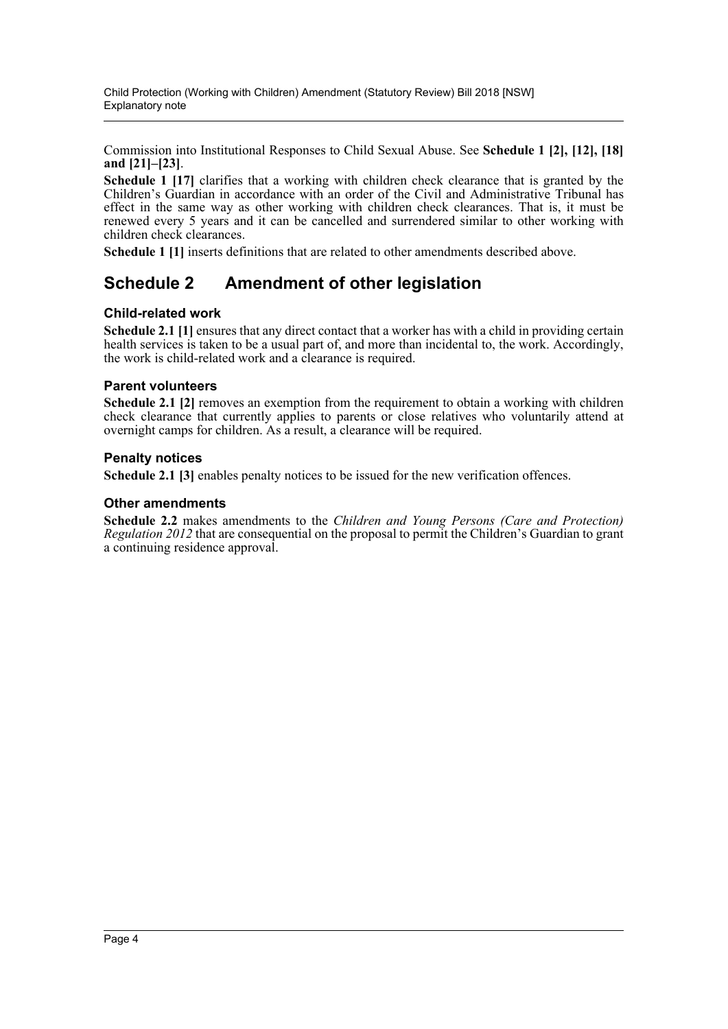Commission into Institutional Responses to Child Sexual Abuse. See **Schedule 1 [2], [12], [18] and [21]–[23]**.

**Schedule 1 [17]** clarifies that a working with children check clearance that is granted by the Children's Guardian in accordance with an order of the Civil and Administrative Tribunal has effect in the same way as other working with children check clearances. That is, it must be renewed every 5 years and it can be cancelled and surrendered similar to other working with children check clearances.

**Schedule 1 [1]** inserts definitions that are related to other amendments described above.

## Schedule 2 Amendment of other legislation

### Child-related work

**Schedule 2.1 [1]** ensures that any direct contact that a worker has with a child in providing certain health services is taken to be a usual part of, and more than incidental to, the work. Accordingly, the work is child-related work and a clearance is required.

### Parent volunteers

**Schedule 2.1 [2]** removes an exemption from the requirement to obtain a working with children check clearance that currently applies to parents or close relatives who voluntarily attend at overnight camps for children. As a result, a clearance will be required.

### Penalty notices

**Schedule 2.1 [3]** enables penalty notices to be issued for the new verification offences.

### Other amendments

**Schedule 2.2** makes amendments to the *Children and Young Persons (Care and Protection) Regulation 2012* that are consequential on the proposal to permit the Children's Guardian to grant a continuing residence approval.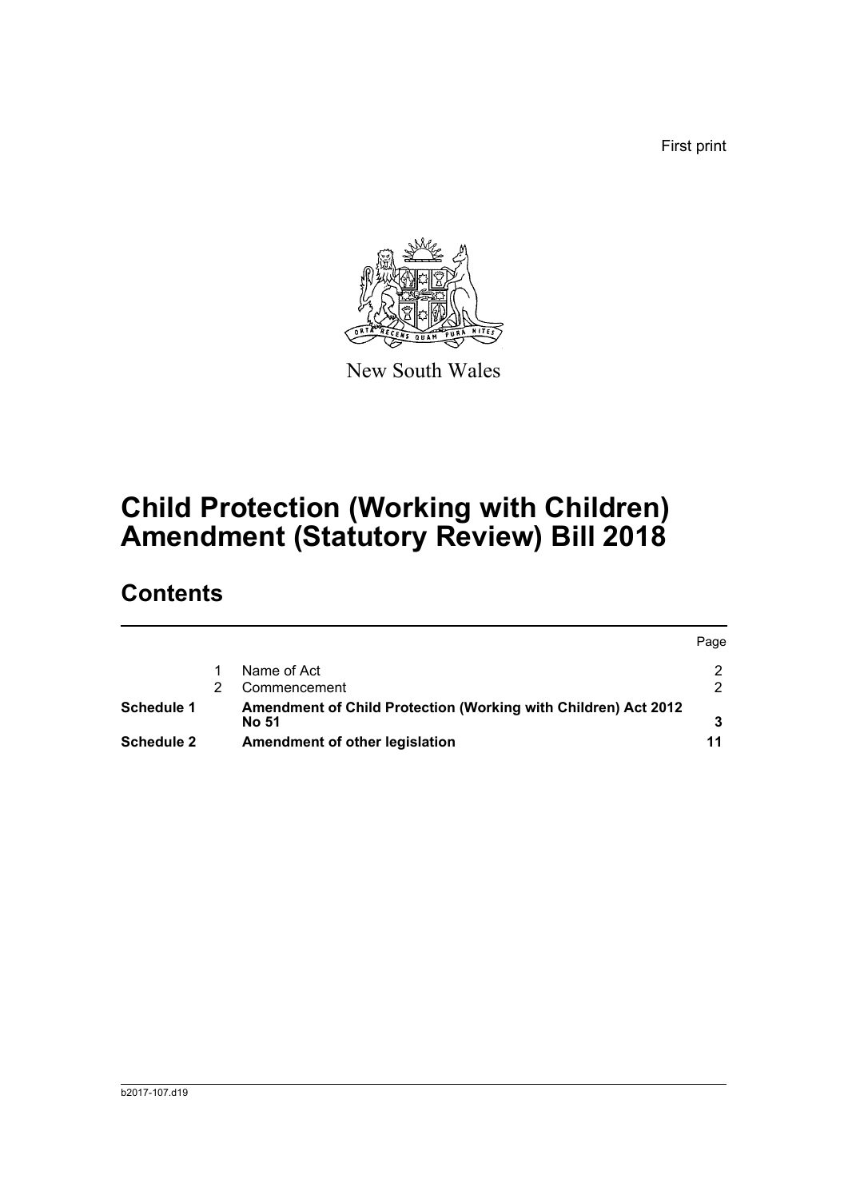First print

New South Wales

# Child Protection (Working with Children) Amendment (Statutory Review) Bill 2018

## Contents

| | | | Page |
|---|---|---|---|
| | 1 | Name of Act | 2 |
| | 2 | Commencement | 2 |
| **Schedule 1** | | **Amendment of Child Protection (Working with Children) Act 2012 No 51** | **3** |
| **Schedule 2** | | **Amendment of other legislation** | **11** |

b2017-107.d19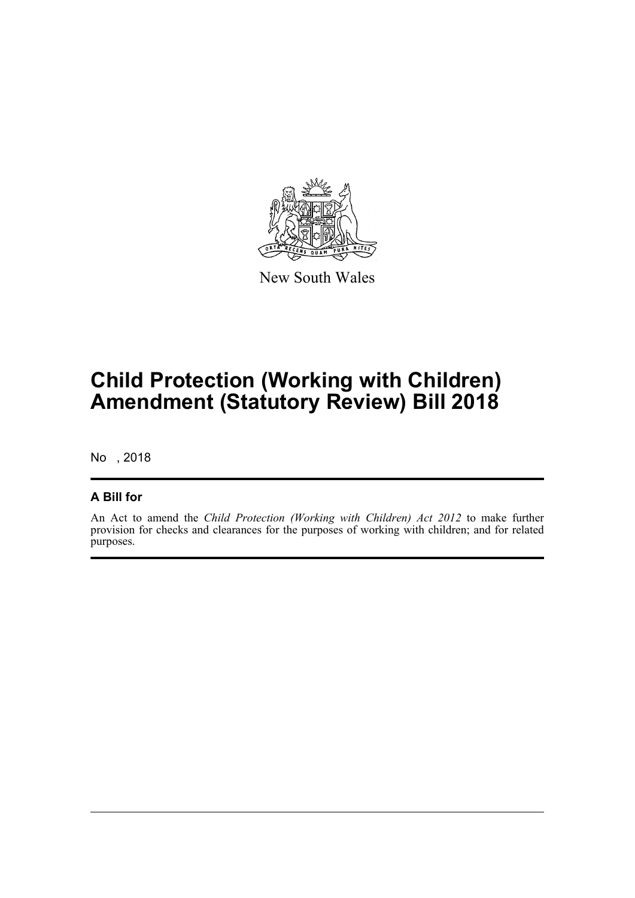New South Wales

# Child Protection (Working with Children) Amendment (Statutory Review) Bill 2018

No , 2018

## A Bill for

An Act to amend the *Child Protection (Working with Children) Act 2012* to make further provision for checks and clearances for the purposes of working with children; and for related purposes.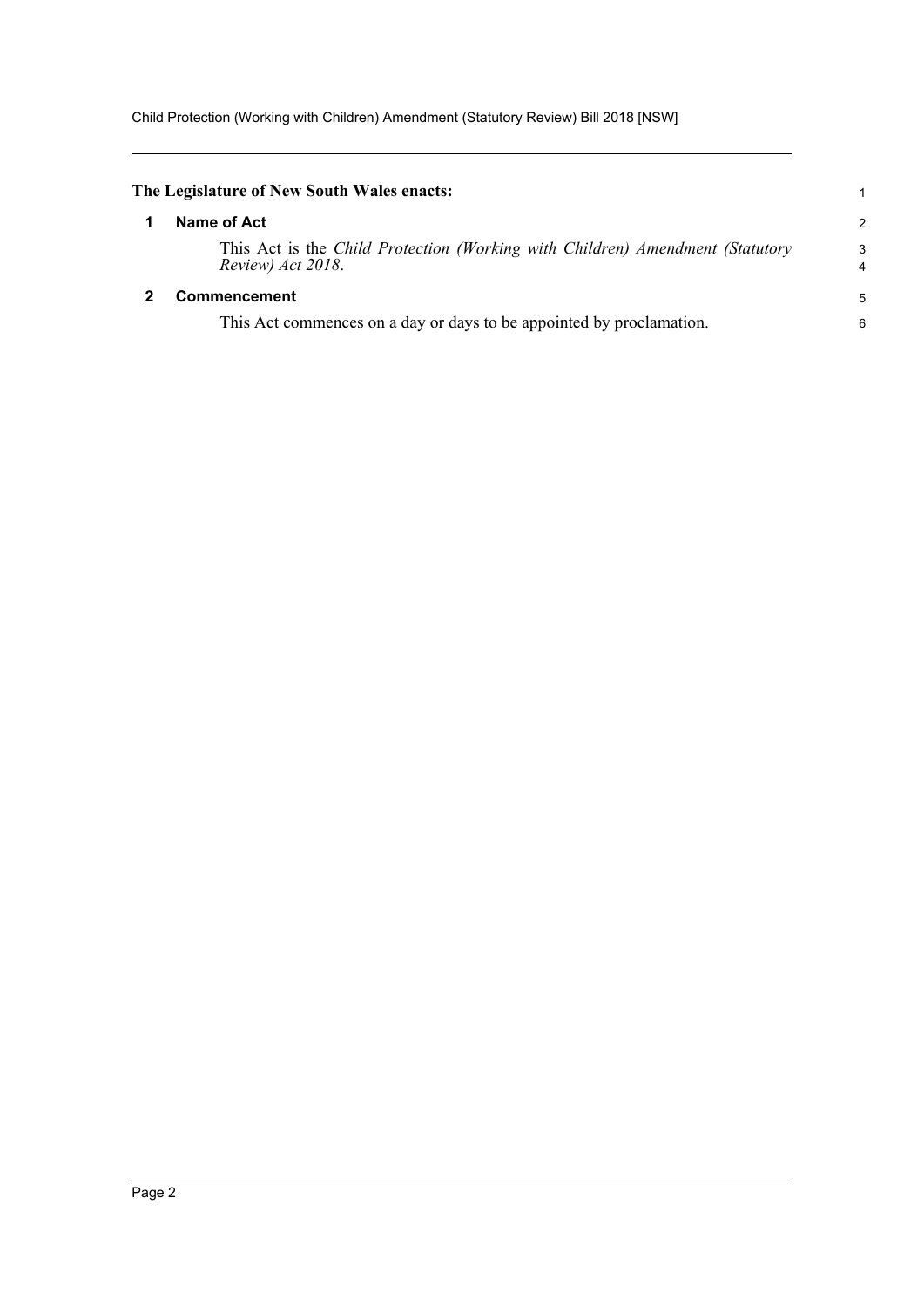**The Legislature of New South Wales enacts:**

## 1 Name of Act

This Act is the *Child Protection (Working with Children) Amendment (Statutory Review) Act 2018*.

## 2 Commencement

This Act commences on a day or days to be appointed by proclamation.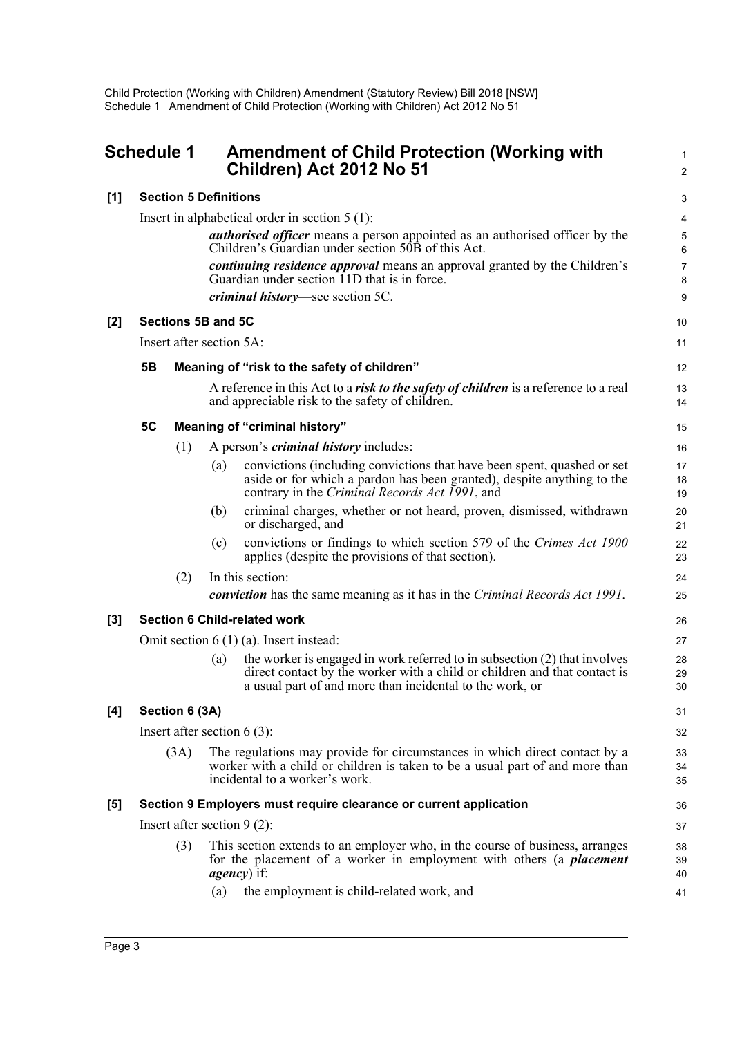# Schedule 1 Amendment of Child Protection (Working with Children) Act 2012 No 51

## [1] Section 5 Definitions

Insert in alphabetical order in section 5 (1):

***authorised officer*** means a person appointed as an authorised officer by the Children's Guardian under section 50B of this Act.

***continuing residence approval*** means an approval granted by the Children's Guardian under section 11D that is in force.

***criminal history***—see section 5C.

## [2] Sections 5B and 5C

Insert after section 5A:

### 5B Meaning of "risk to the safety of children"

A reference in this Act to a ***risk to the safety of children*** is a reference to a real and appreciable risk to the safety of children.

### 5C Meaning of "criminal history"

(1) A person's ***criminal history*** includes:

(a) convictions (including convictions that have been spent, quashed or set aside or for which a pardon has been granted), despite anything to the contrary in the *Criminal Records Act 1991*, and

(b) criminal charges, whether or not heard, proven, dismissed, withdrawn or discharged, and

(c) convictions or findings to which section 579 of the *Crimes Act 1900* applies (despite the provisions of that section).

(2) In this section:

***conviction*** has the same meaning as it has in the *Criminal Records Act 1991*.

## [3] Section 6 Child-related work

Omit section 6 (1) (a). Insert instead:

(a) the worker is engaged in work referred to in subsection (2) that involves direct contact by the worker with a child or children and that contact is a usual part of and more than incidental to the work, or

## [4] Section 6 (3A)

Insert after section 6 (3):

(3A) The regulations may provide for circumstances in which direct contact by a worker with a child or children is taken to be a usual part of and more than incidental to a worker's work.

## [5] Section 9 Employers must require clearance or current application

Insert after section 9 (2):

(3) This section extends to an employer who, in the course of business, arranges for the placement of a worker in employment with others (a ***placement agency***) if:

(a) the employment is child-related work, and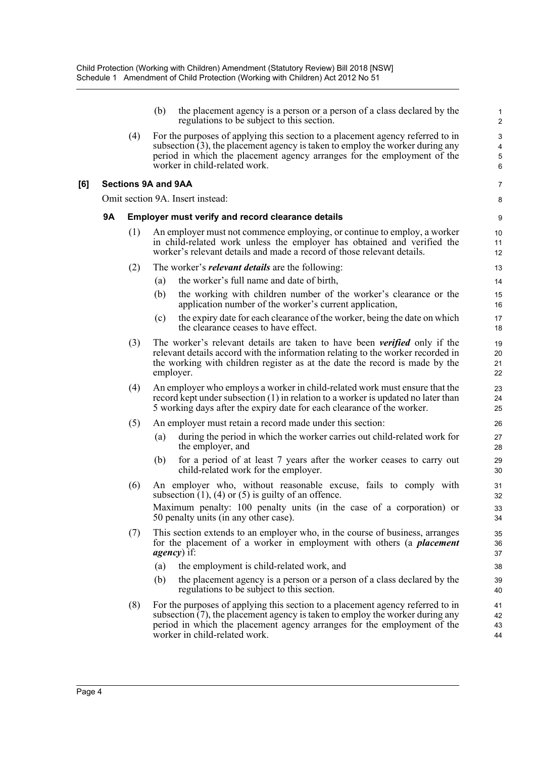(b) the placement agency is a person or a person of a class declared by the regulations to be subject to this section.

(4) For the purposes of applying this section to a placement agency referred to in subsection (3), the placement agency is taken to employ the worker during any period in which the placement agency arranges for the employment of the worker in child-related work.

## [6] Sections 9A and 9AA

Omit section 9A. Insert instead:

### 9A Employer must verify and record clearance details

(1) An employer must not commence employing, or continue to employ, a worker in child-related work unless the employer has obtained and verified the worker's relevant details and made a record of those relevant details.

(2) The worker's ***relevant details*** are the following:

(a) the worker's full name and date of birth,

(b) the working with children number of the worker's clearance or the application number of the worker's current application,

(c) the expiry date for each clearance of the worker, being the date on which the clearance ceases to have effect.

(3) The worker's relevant details are taken to have been ***verified*** only if the relevant details accord with the information relating to the worker recorded in the working with children register as at the date the record is made by the employer.

(4) An employer who employs a worker in child-related work must ensure that the record kept under subsection (1) in relation to a worker is updated no later than 5 working days after the expiry date for each clearance of the worker.

(5) An employer must retain a record made under this section:

(a) during the period in which the worker carries out child-related work for the employer, and

(b) for a period of at least 7 years after the worker ceases to carry out child-related work for the employer.

(6) An employer who, without reasonable excuse, fails to comply with subsection (1), (4) or (5) is guilty of an offence.

Maximum penalty: 100 penalty units (in the case of a corporation) or 50 penalty units (in any other case).

(7) This section extends to an employer who, in the course of business, arranges for the placement of a worker in employment with others (a ***placement agency***) if:

(a) the employment is child-related work, and

(b) the placement agency is a person or a person of a class declared by the regulations to be subject to this section.

(8) For the purposes of applying this section to a placement agency referred to in subsection (7), the placement agency is taken to employ the worker during any period in which the placement agency arranges for the employment of the worker in child-related work.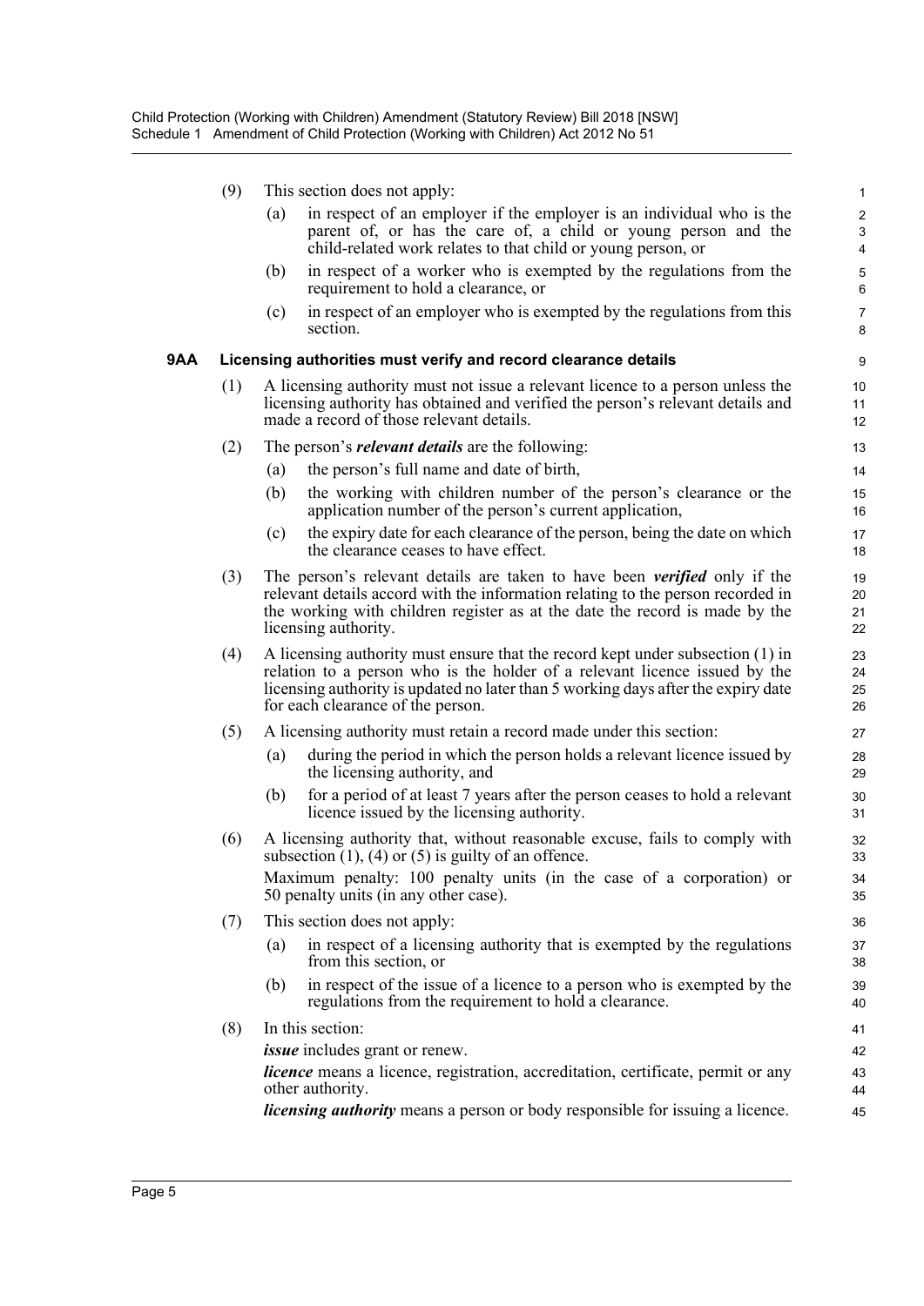(9) This section does not apply:

(a) in respect of an employer if the employer is an individual who is the parent of, or has the care of, a child or young person and the child-related work relates to that child or young person, or

(b) in respect of a worker who is exempted by the regulations from the requirement to hold a clearance, or

(c) in respect of an employer who is exempted by the regulations from this section.

### 9AA Licensing authorities must verify and record clearance details

(1) A licensing authority must not issue a relevant licence to a person unless the licensing authority has obtained and verified the person's relevant details and made a record of those relevant details.

(2) The person's ***relevant details*** are the following:

(a) the person's full name and date of birth,

(b) the working with children number of the person's clearance or the application number of the person's current application,

(c) the expiry date for each clearance of the person, being the date on which the clearance ceases to have effect.

(3) The person's relevant details are taken to have been ***verified*** only if the relevant details accord with the information relating to the person recorded in the working with children register as at the date the record is made by the licensing authority.

(4) A licensing authority must ensure that the record kept under subsection (1) in relation to a person who is the holder of a relevant licence issued by the licensing authority is updated no later than 5 working days after the expiry date for each clearance of the person.

(5) A licensing authority must retain a record made under this section:

(a) during the period in which the person holds a relevant licence issued by the licensing authority, and

(b) for a period of at least 7 years after the person ceases to hold a relevant licence issued by the licensing authority.

(6) A licensing authority that, without reasonable excuse, fails to comply with subsection (1), (4) or (5) is guilty of an offence.

Maximum penalty: 100 penalty units (in the case of a corporation) or 50 penalty units (in any other case).

(7) This section does not apply:

(a) in respect of a licensing authority that is exempted by the regulations from this section, or

(b) in respect of the issue of a licence to a person who is exempted by the regulations from the requirement to hold a clearance.

(8) In this section:

***issue*** includes grant or renew.

***licence*** means a licence, registration, accreditation, certificate, permit or any other authority.

***licensing authority*** means a person or body responsible for issuing a licence.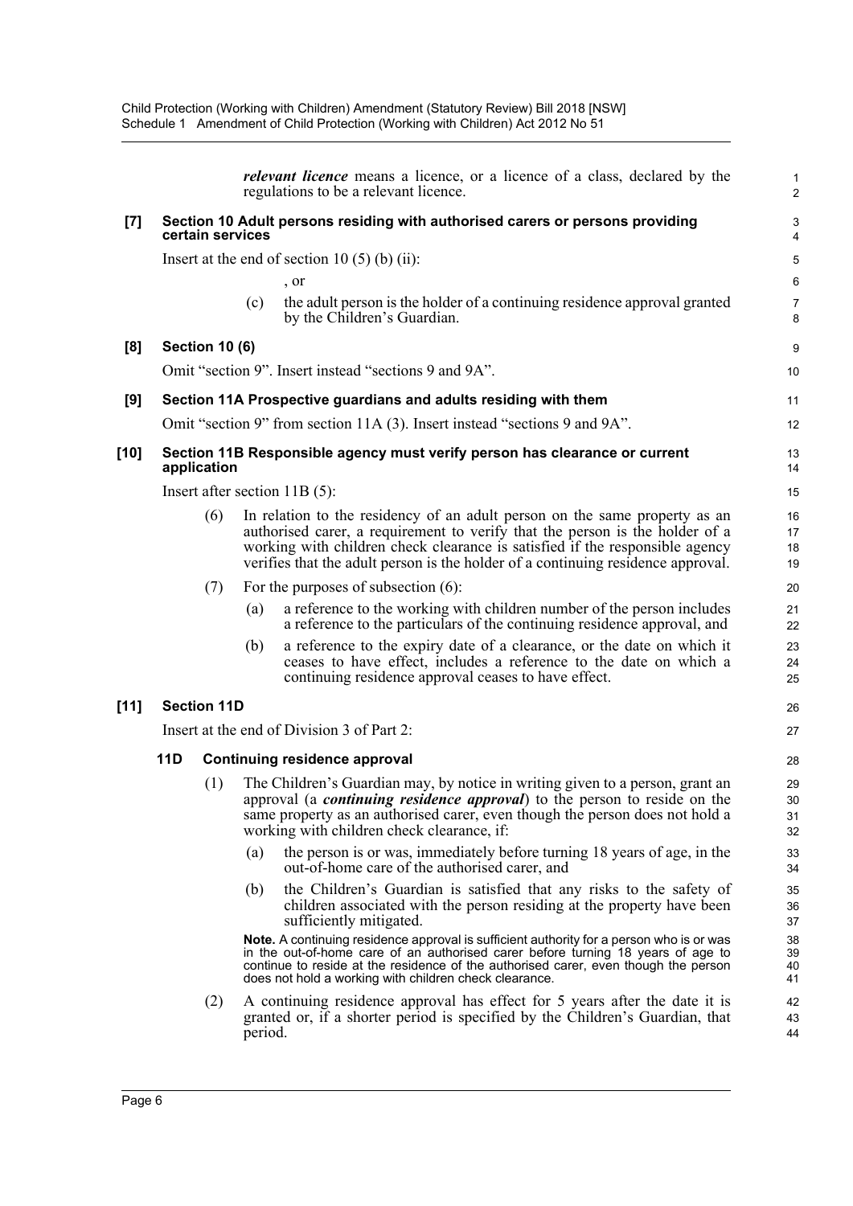***relevant licence*** means a licence, or a licence of a class, declared by the regulations to be a relevant licence.

**[7] Section 10 Adult persons residing with authorised carers or persons providing certain services**

Insert at the end of section 10 (5) (b) (ii):

, or

(c) the adult person is the holder of a continuing residence approval granted by the Children's Guardian.

**[8] Section 10 (6)**

Omit "section 9". Insert instead "sections 9 and 9A".

**[9] Section 11A Prospective guardians and adults residing with them**

Omit "section 9" from section 11A (3). Insert instead "sections 9 and 9A".

**[10] Section 11B Responsible agency must verify person has clearance or current application**

Insert after section 11B (5):

(6) In relation to the residency of an adult person on the same property as an authorised carer, a requirement to verify that the person is the holder of a working with children check clearance is satisfied if the responsible agency verifies that the adult person is the holder of a continuing residence approval.

(7) For the purposes of subsection (6):

(a) a reference to the working with children number of the person includes a reference to the particulars of the continuing residence approval, and

(b) a reference to the expiry date of a clearance, or the date on which it ceases to have effect, includes a reference to the date on which a continuing residence approval ceases to have effect.

**[11] Section 11D**

Insert at the end of Division 3 of Part 2:

**11D Continuing residence approval**

(1) The Children's Guardian may, by notice in writing given to a person, grant an approval (a ***continuing residence approval***) to the person to reside on the same property as an authorised carer, even though the person does not hold a working with children check clearance, if:

(a) the person is or was, immediately before turning 18 years of age, in the out-of-home care of the authorised carer, and

(b) the Children's Guardian is satisfied that any risks to the safety of children associated with the person residing at the property have been sufficiently mitigated.

**Note.** A continuing residence approval is sufficient authority for a person who is or was in the out-of-home care of an authorised carer before turning 18 years of age to continue to reside at the residence of the authorised carer, even though the person does not hold a working with children check clearance.

(2) A continuing residence approval has effect for 5 years after the date it is granted or, if a shorter period is specified by the Children's Guardian, that period.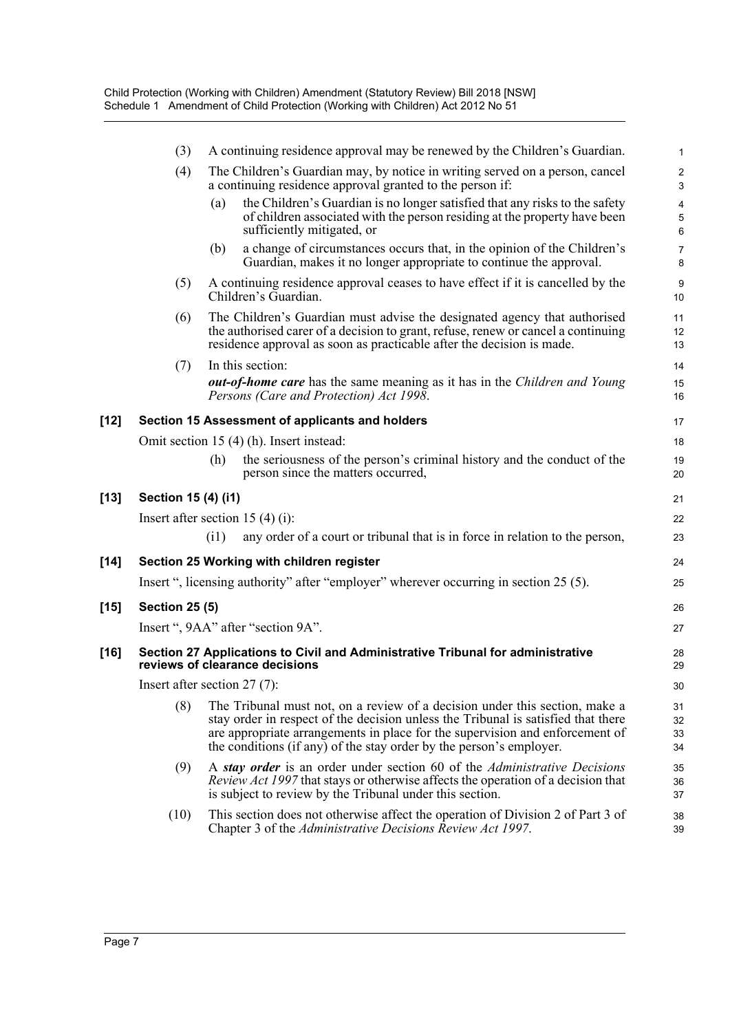(3) A continuing residence approval may be renewed by the Children's Guardian.

(4) The Children's Guardian may, by notice in writing served on a person, cancel a continuing residence approval granted to the person if:

(a) the Children's Guardian is no longer satisfied that any risks to the safety of children associated with the person residing at the property have been sufficiently mitigated, or

(b) a change of circumstances occurs that, in the opinion of the Children's Guardian, makes it no longer appropriate to continue the approval.

(5) A continuing residence approval ceases to have effect if it is cancelled by the Children's Guardian.

(6) The Children's Guardian must advise the designated agency that authorised the authorised carer of a decision to grant, refuse, renew or cancel a continuing residence approval as soon as practicable after the decision is made.

(7) In this section:

***out-of-home care*** has the same meaning as it has in the *Children and Young Persons (Care and Protection) Act 1998*.

**[12] Section 15 Assessment of applicants and holders**

Omit section 15 (4) (h). Insert instead:

(h) the seriousness of the person's criminal history and the conduct of the person since the matters occurred,

**[13] Section 15 (4) (i1)**

Insert after section 15 (4) (i):

(i1) any order of a court or tribunal that is in force in relation to the person,

**[14] Section 25 Working with children register**

Insert ", licensing authority" after "employer" wherever occurring in section 25 (5).

**[15] Section 25 (5)**

Insert ", 9AA" after "section 9A".

**[16] Section 27 Applications to Civil and Administrative Tribunal for administrative reviews of clearance decisions**

Insert after section 27 (7):

(8) The Tribunal must not, on a review of a decision under this section, make a stay order in respect of the decision unless the Tribunal is satisfied that there are appropriate arrangements in place for the supervision and enforcement of the conditions (if any) of the stay order by the person's employer.

(9) A ***stay order*** is an order under section 60 of the *Administrative Decisions Review Act 1997* that stays or otherwise affects the operation of a decision that is subject to review by the Tribunal under this section.

(10) This section does not otherwise affect the operation of Division 2 of Part 3 of Chapter 3 of the *Administrative Decisions Review Act 1997*.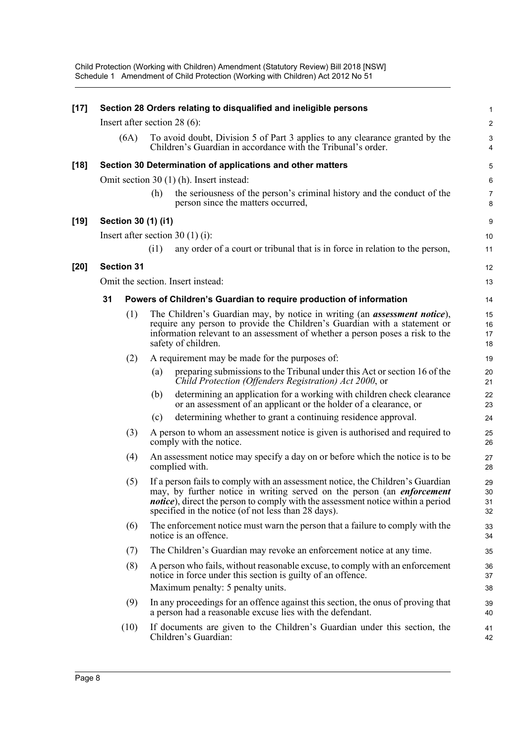**[17] Section 28 Orders relating to disqualified and ineligible persons**

Insert after section 28 (6):

(6A) To avoid doubt, Division 5 of Part 3 applies to any clearance granted by the Children's Guardian in accordance with the Tribunal's order.

**[18] Section 30 Determination of applications and other matters**

Omit section 30 (1) (h). Insert instead:

(h) the seriousness of the person's criminal history and the conduct of the person since the matters occurred,

**[19] Section 30 (1) (i1)**

Insert after section 30 (1) (i):

(i1) any order of a court or tribunal that is in force in relation to the person,

**[20] Section 31**

Omit the section. Insert instead:

**31 Powers of Children's Guardian to require production of information**

(1) The Children's Guardian may, by notice in writing (an ***assessment notice***), require any person to provide the Children's Guardian with a statement or information relevant to an assessment of whether a person poses a risk to the safety of children.

(2) A requirement may be made for the purposes of:

(a) preparing submissions to the Tribunal under this Act or section 16 of the *Child Protection (Offenders Registration) Act 2000*, or

(b) determining an application for a working with children check clearance or an assessment of an applicant or the holder of a clearance, or

(c) determining whether to grant a continuing residence approval.

(3) A person to whom an assessment notice is given is authorised and required to comply with the notice.

(4) An assessment notice may specify a day on or before which the notice is to be complied with.

(5) If a person fails to comply with an assessment notice, the Children's Guardian may, by further notice in writing served on the person (an ***enforcement notice***), direct the person to comply with the assessment notice within a period specified in the notice (of not less than 28 days).

(6) The enforcement notice must warn the person that a failure to comply with the notice is an offence.

(7) The Children's Guardian may revoke an enforcement notice at any time.

(8) A person who fails, without reasonable excuse, to comply with an enforcement notice in force under this section is guilty of an offence.

Maximum penalty: 5 penalty units.

(9) In any proceedings for an offence against this section, the onus of proving that a person had a reasonable excuse lies with the defendant.

(10) If documents are given to the Children's Guardian under this section, the Children's Guardian: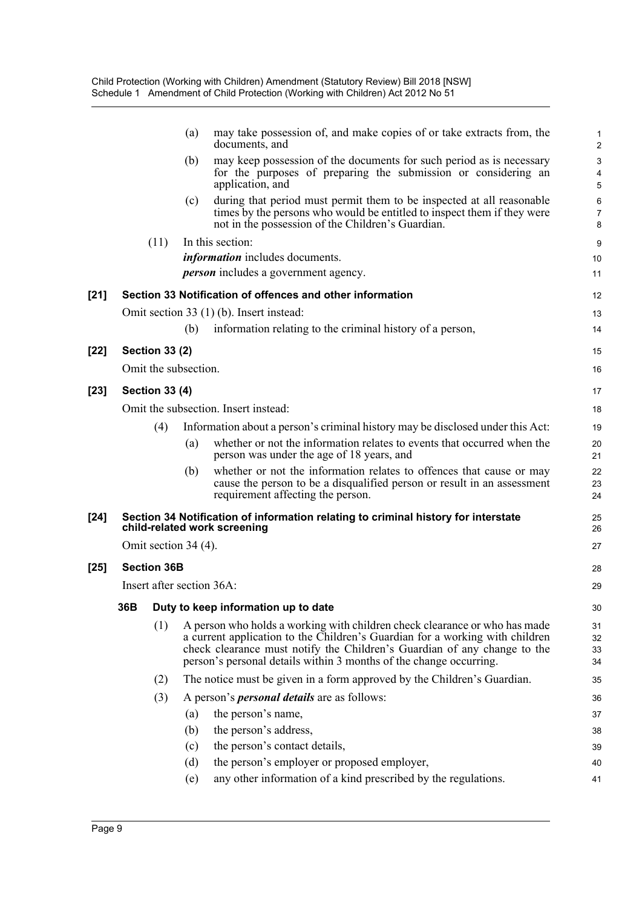(a) may take possession of, and make copies of or take extracts from, the documents, and

(b) may keep possession of the documents for such period as is necessary for the purposes of preparing the submission or considering an application, and

(c) during that period must permit them to be inspected at all reasonable times by the persons who would be entitled to inspect them if they were not in the possession of the Children's Guardian.

(11) In this section:

***information*** includes documents.

***person*** includes a government agency.

**[21] Section 33 Notification of offences and other information**

Omit section 33 (1) (b). Insert instead:

(b) information relating to the criminal history of a person,

**[22] Section 33 (2)**

Omit the subsection.

**[23] Section 33 (4)**

Omit the subsection. Insert instead:

(4) Information about a person's criminal history may be disclosed under this Act:

(a) whether or not the information relates to events that occurred when the person was under the age of 18 years, and

(b) whether or not the information relates to offences that cause or may cause the person to be a disqualified person or result in an assessment requirement affecting the person.

**[24] Section 34 Notification of information relating to criminal history for interstate child-related work screening**

Omit section 34 (4).

**[25] Section 36B**

Insert after section 36A:

**36B Duty to keep information up to date**

(1) A person who holds a working with children check clearance or who has made a current application to the Children's Guardian for a working with children check clearance must notify the Children's Guardian of any change to the person's personal details within 3 months of the change occurring.

(2) The notice must be given in a form approved by the Children's Guardian.

(3) A person's ***personal details*** are as follows:

(a) the person's name,

(b) the person's address,

(c) the person's contact details,

(d) the person's employer or proposed employer,

(e) any other information of a kind prescribed by the regulations.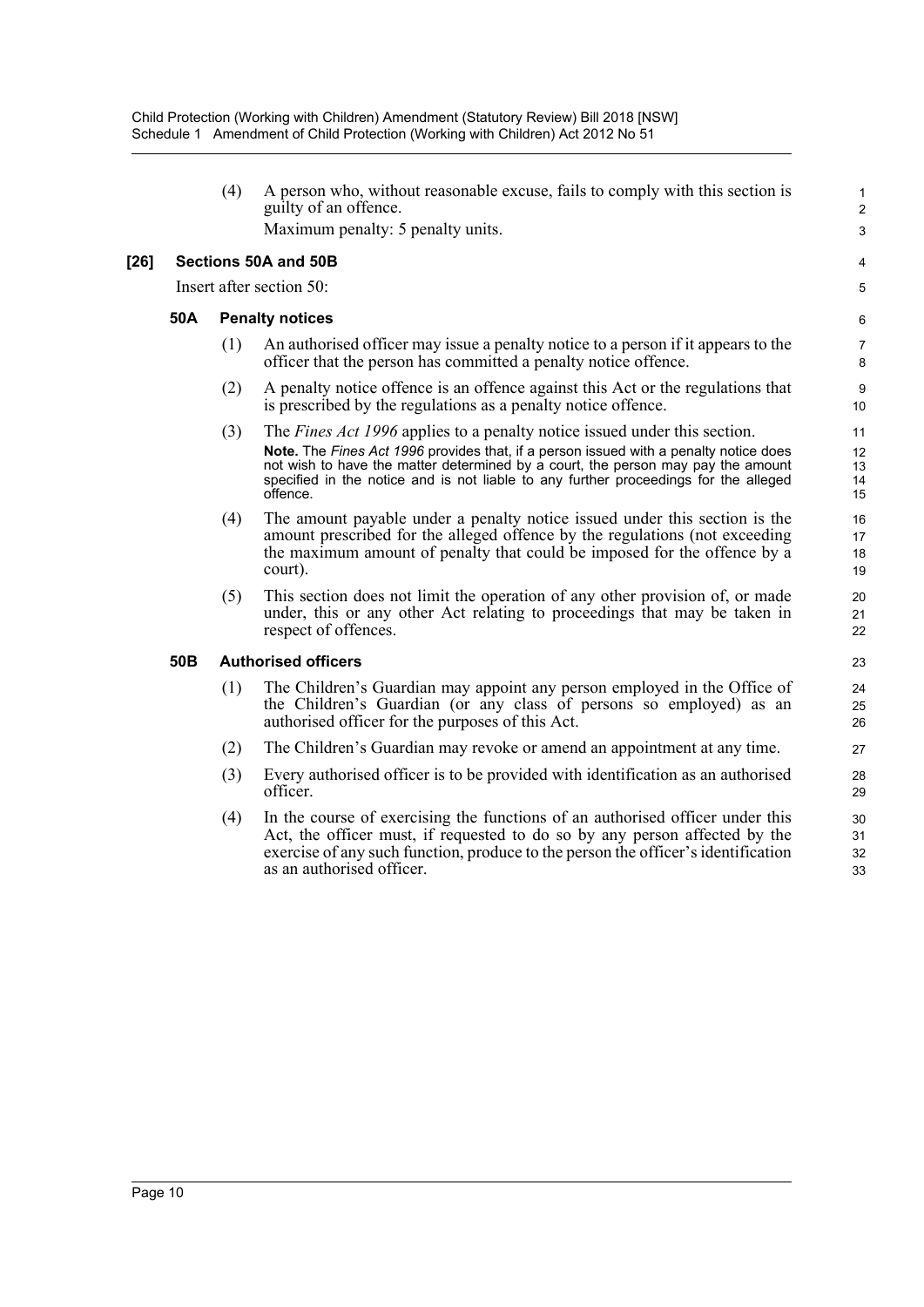(4) A person who, without reasonable excuse, fails to comply with this section is guilty of an offence.

Maximum penalty: 5 penalty units.

**[26] Sections 50A and 50B**

Insert after section 50:

### 50A Penalty notices

(1) An authorised officer may issue a penalty notice to a person if it appears to the officer that the person has committed a penalty notice offence.

(2) A penalty notice offence is an offence against this Act or the regulations that is prescribed by the regulations as a penalty notice offence.

(3) The *Fines Act 1996* applies to a penalty notice issued under this section.

**Note.** The *Fines Act 1996* provides that, if a person issued with a penalty notice does not wish to have the matter determined by a court, the person may pay the amount specified in the notice and is not liable to any further proceedings for the alleged offence.

(4) The amount payable under a penalty notice issued under this section is the amount prescribed for the alleged offence by the regulations (not exceeding the maximum amount of penalty that could be imposed for the offence by a court).

(5) This section does not limit the operation of any other provision of, or made under, this or any other Act relating to proceedings that may be taken in respect of offences.

### 50B Authorised officers

(1) The Children's Guardian may appoint any person employed in the Office of the Children's Guardian (or any class of persons so employed) as an authorised officer for the purposes of this Act.

(2) The Children's Guardian may revoke or amend an appointment at any time.

(3) Every authorised officer is to be provided with identification as an authorised officer.

(4) In the course of exercising the functions of an authorised officer under this Act, the officer must, if requested to do so by any person affected by the exercise of any such function, produce to the person the officer's identification as an authorised officer.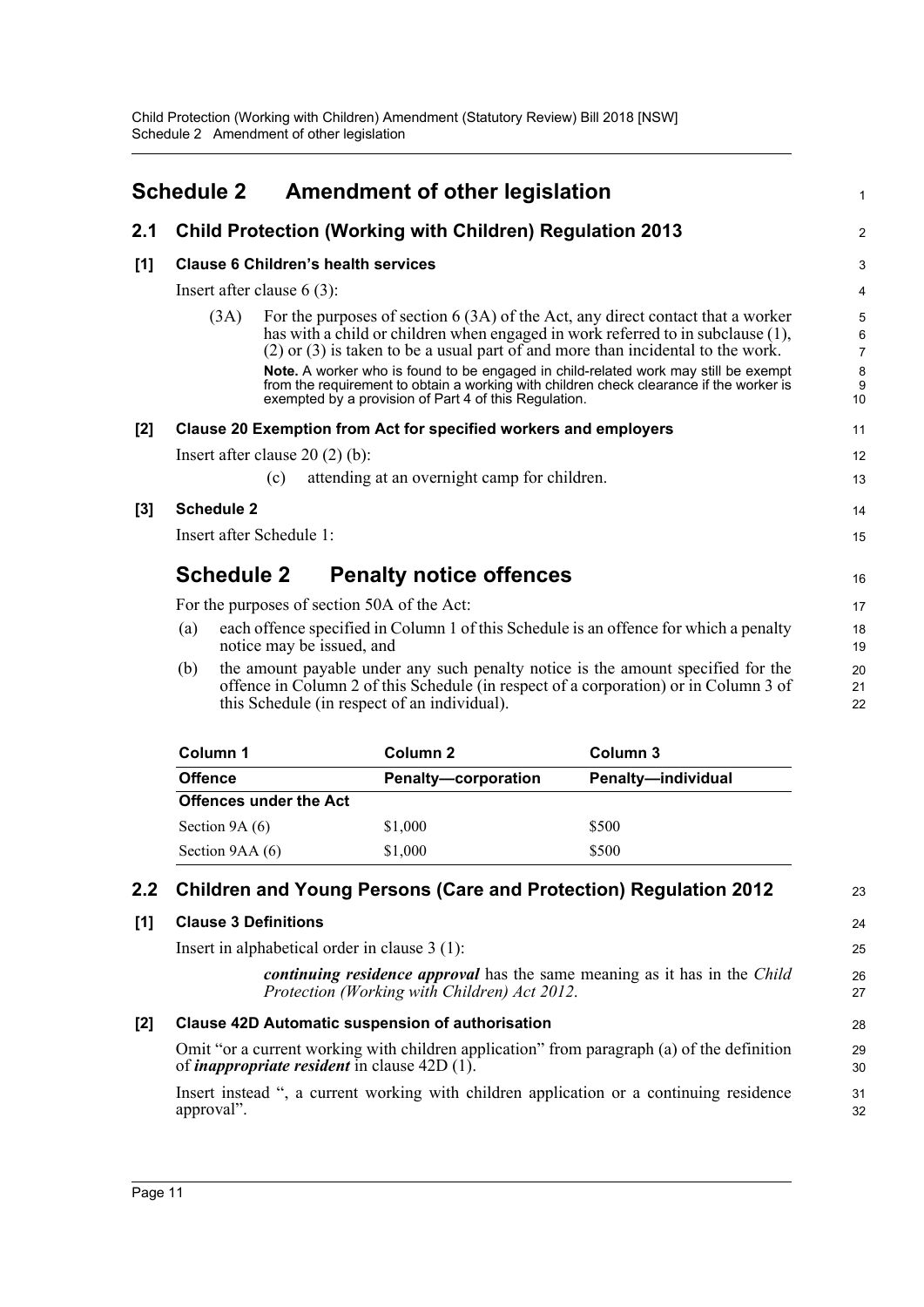# Schedule 2 Amendment of other legislation

## 2.1 Child Protection (Working with Children) Regulation 2013

### [1] Clause 6 Children's health services

Insert after clause 6 (3):

> (3A) For the purposes of section 6 (3A) of the Act, any direct contact that a worker has with a child or children when engaged in work referred to in subclause (1), (2) or (3) is taken to be a usual part of and more than incidental to the work.
>
> **Note.** A worker who is found to be engaged in child-related work may still be exempt from the requirement to obtain a working with children check clearance if the worker is exempted by a provision of Part 4 of this Regulation.

### [2] Clause 20 Exemption from Act for specified workers and employers

Insert after clause 20 (2) (b):

> (c) attending at an overnight camp for children.

### [3] Schedule 2

Insert after Schedule 1:

## Schedule 2 Penalty notice offences

For the purposes of section 50A of the Act:

(a) each offence specified in Column 1 of this Schedule is an offence for which a penalty notice may be issued, and

(b) the amount payable under any such penalty notice is the amount specified for the offence in Column 2 of this Schedule (in respect of a corporation) or in Column 3 of this Schedule (in respect of an individual).

| Column 1 | Column 2 | Column 3 |
|---|---|---|
| **Offence** | **Penalty—corporation** | **Penalty—individual** |
| **Offences under the Act** | | |
| Section 9A (6) | $1,000 | $500 |
| Section 9AA (6) | $1,000 | $500 |

## 2.2 Children and Young Persons (Care and Protection) Regulation 2012

### [1] Clause 3 Definitions

Insert in alphabetical order in clause 3 (1):

> ***continuing residence approval*** has the same meaning as it has in the *Child Protection (Working with Children) Act 2012*.

### [2] Clause 42D Automatic suspension of authorisation

Omit "or a current working with children application" from paragraph (a) of the definition of ***inappropriate resident*** in clause 42D (1).

Insert instead ", a current working with children application or a continuing residence approval".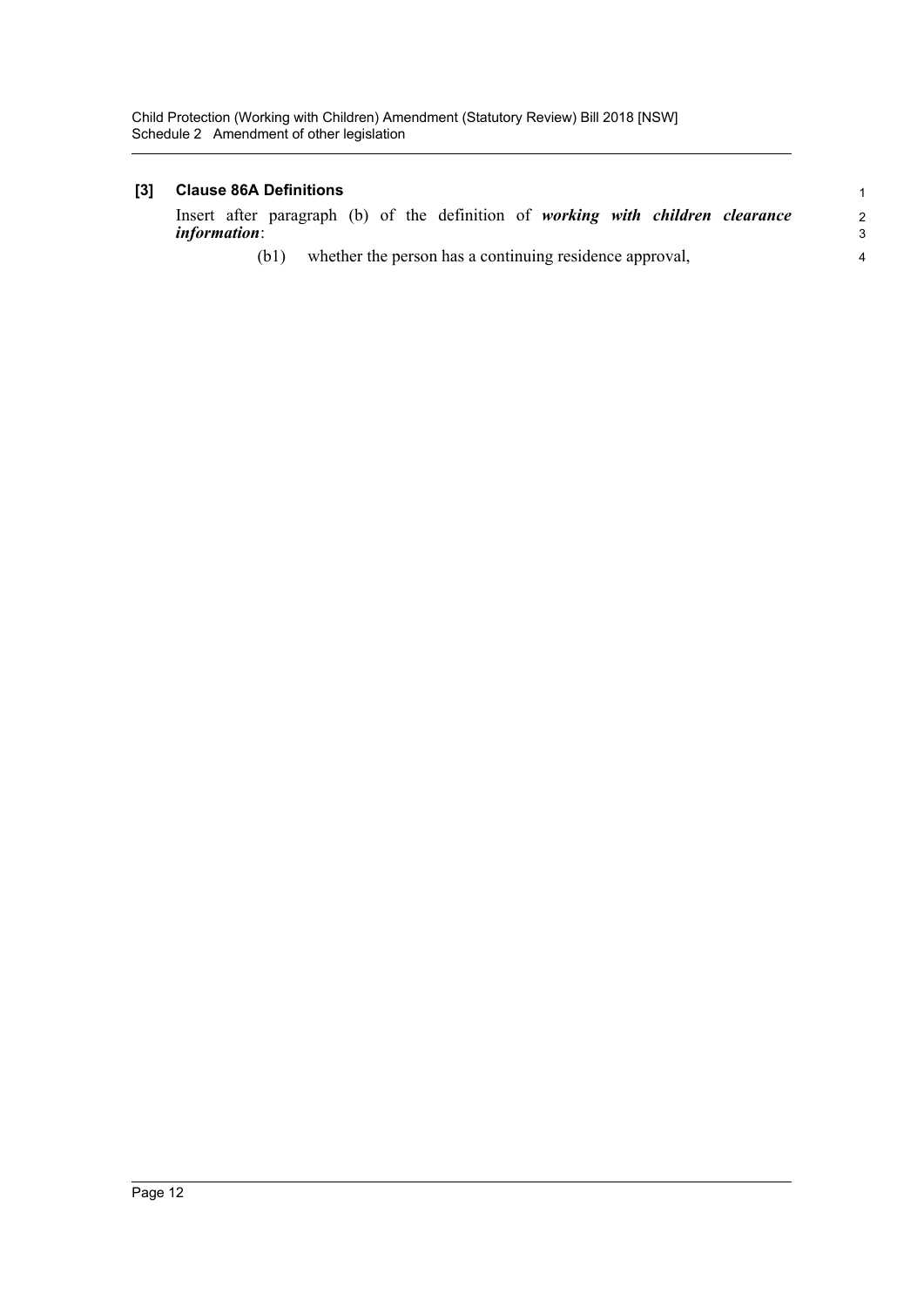**[3] Clause 86A Definitions**

Insert after paragraph (b) of the definition of ***working with children clearance information***:

(b1) whether the person has a continuing residence approval,